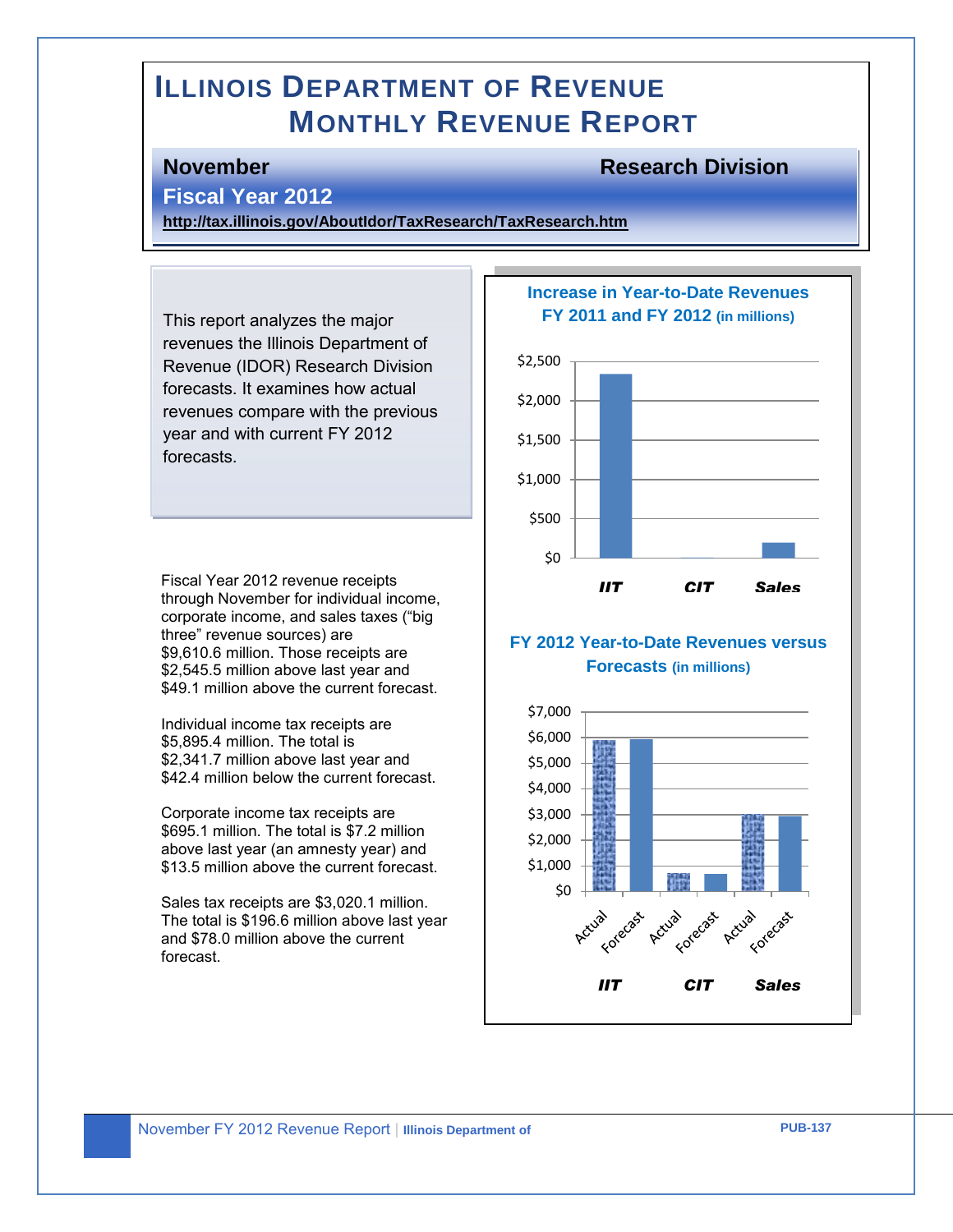# Illinois Department of Revenue
# Monthly Revenue Report

**November** **Research Division**

**Fiscal Year 2012**

**http://tax.illinois.gov/AboutIdor/TaxResearch/TaxResearch.htm**

This report analyzes the major revenues the Illinois Department of Revenue (IDOR) Research Division forecasts. It examines how actual revenues compare with the previous year and with current FY 2012 forecasts.

Fiscal Year 2012 revenue receipts through November for individual income, corporate income, and sales taxes ("big three" revenue sources) are $9,610.6 million. Those receipts are $2,545.5 million above last year and $49.1 million above the current forecast.

Individual income tax receipts are $5,895.4 million. The total is $2,341.7 million above last year and $42.4 million below the current forecast.

Corporate income tax receipts are $695.1 million. The total is $7.2 million above last year (an amnesty year) and $13.5 million above the current forecast.

Sales tax receipts are $3,020.1 million. The total is $196.6 million above last year and $78.0 million above the current forecast.

**Increase in Year-to-Date Revenues FY 2011 and FY 2012 (in millions)**

**FY 2012 Year-to-Date Revenues versus Forecasts (in millions)**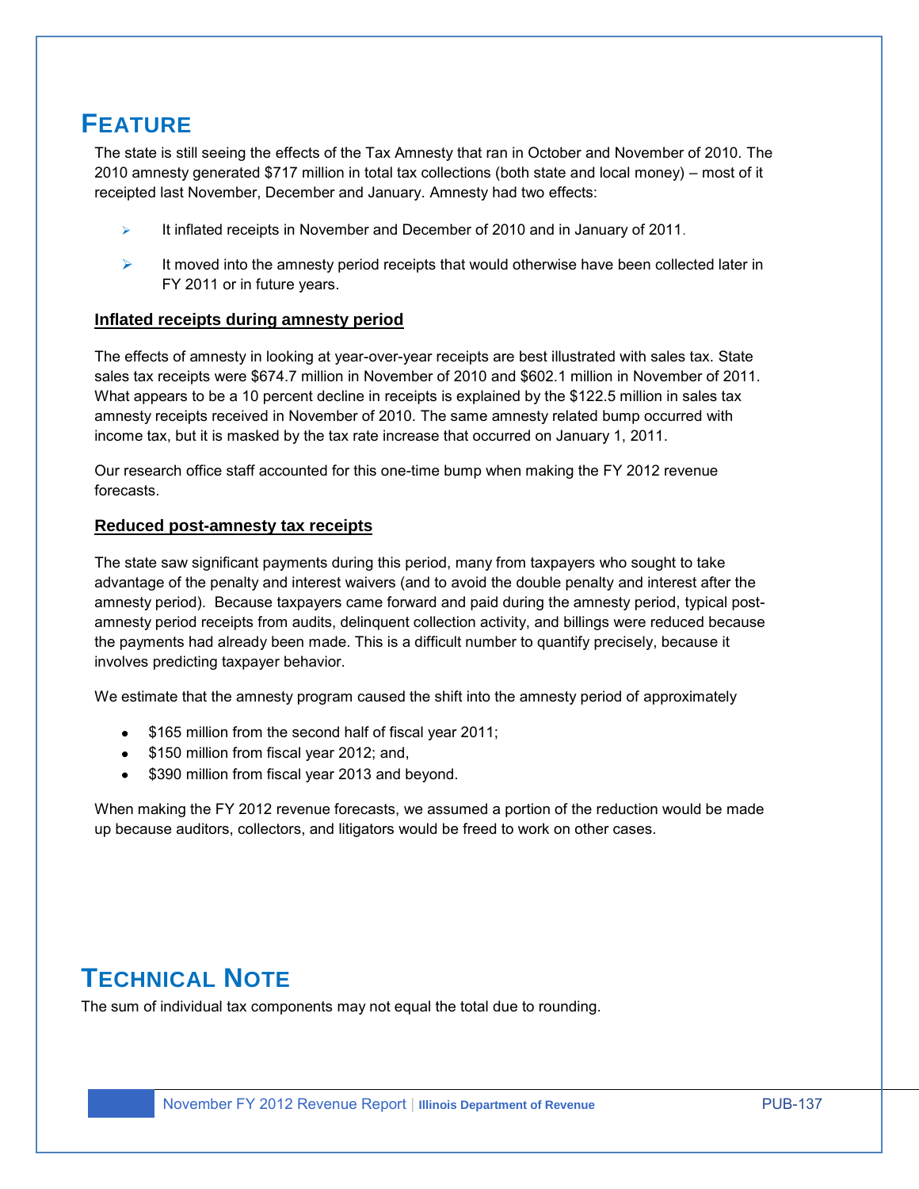# Feature

The state is still seeing the effects of the Tax Amnesty that ran in October and November of 2010. The 2010 amnesty generated $717 million in total tax collections (both state and local money) – most of it receipted last November, December and January. Amnesty had two effects:

- It inflated receipts in November and December of 2010 and in January of 2011.
- It moved into the amnesty period receipts that would otherwise have been collected later in FY 2011 or in future years.

**Inflated receipts during amnesty period**

The effects of amnesty in looking at year-over-year receipts are best illustrated with sales tax. State sales tax receipts were $674.7 million in November of 2010 and $602.1 million in November of 2011. What appears to be a 10 percent decline in receipts is explained by the $122.5 million in sales tax amnesty receipts received in November of 2010. The same amnesty related bump occurred with income tax, but it is masked by the tax rate increase that occurred on January 1, 2011.

Our research office staff accounted for this one-time bump when making the FY 2012 revenue forecasts.

**Reduced post-amnesty tax receipts**

The state saw significant payments during this period, many from taxpayers who sought to take advantage of the penalty and interest waivers (and to avoid the double penalty and interest after the amnesty period). Because taxpayers came forward and paid during the amnesty period, typical post-amnesty period receipts from audits, delinquent collection activity, and billings were reduced because the payments had already been made. This is a difficult number to quantify precisely, because it involves predicting taxpayer behavior.

We estimate that the amnesty program caused the shift into the amnesty period of approximately

- $165 million from the second half of fiscal year 2011;
- $150 million from fiscal year 2012; and,
- $390 million from fiscal year 2013 and beyond.

When making the FY 2012 revenue forecasts, we assumed a portion of the reduction would be made up because auditors, collectors, and litigators would be freed to work on other cases.

# Technical Note

The sum of individual tax components may not equal the total due to rounding.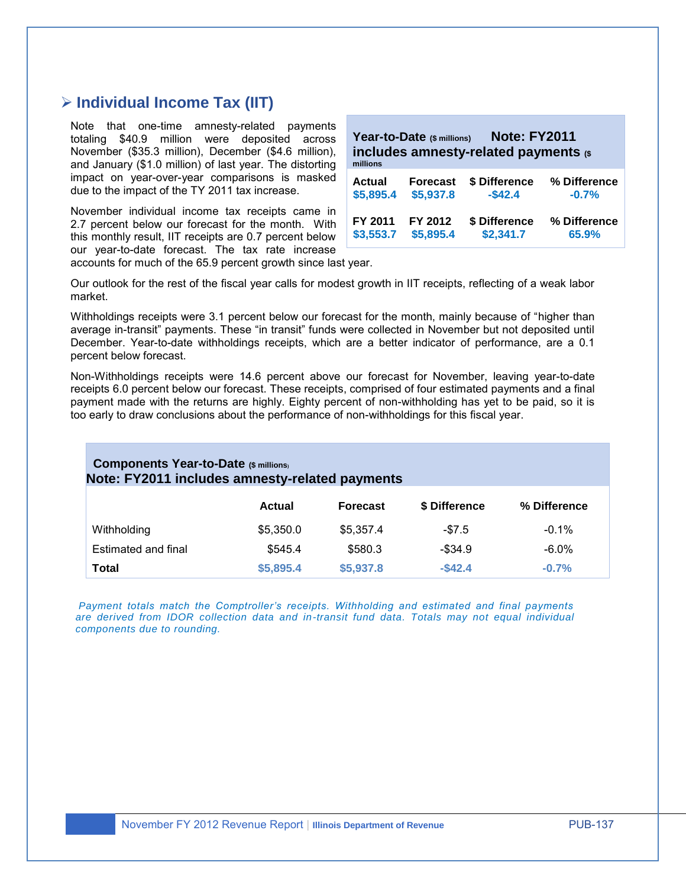## ➢ Individual Income Tax (IIT)

Note that one-time amnesty-related payments totaling $40.9 million were deposited across November ($35.3 million), December ($4.6 million), and January ($1.0 million) of last year. The distorting impact on year-over-year comparisons is masked due to the impact of the TY 2011 tax increase.

November individual income tax receipts came in 2.7 percent below our forecast for the month. With this monthly result, IIT receipts are 0.7 percent below our year-to-date forecast. The tax rate increase accounts for much of the 65.9 percent growth since last year.

**Year-to-Date** ($ millions) **Note: FY2011 includes amnesty-related payments** ($ millions

| Actual | Forecast | $ Difference | % Difference |
|---|---|---|---|
| **$5,895.4** | **$5,937.8** | **-$42.4** | **-0.7%** |
| **FY 2011** | **FY 2012** | **$ Difference** | **% Difference** |
| **$3,553.7** | **$5,895.4** | **$2,341.7** | **65.9%** |

Our outlook for the rest of the fiscal year calls for modest growth in IIT receipts, reflecting of a weak labor market.

Withholdings receipts were 3.1 percent below our forecast for the month, mainly because of "higher than average in-transit" payments. These "in transit" funds were collected in November but not deposited until December. Year-to-date withholdings receipts, which are a better indicator of performance, are a 0.1 percent below forecast.

Non-Withholdings receipts were 14.6 percent above our forecast for November, leaving year-to-date receipts 6.0 percent below our forecast. These receipts, comprised of four estimated payments and a final payment made with the returns are highly. Eighty percent of non-withholding has yet to be paid, so it is too early to draw conclusions about the performance of non-withholdings for this fiscal year.

**Components Year-to-Date** ($ millions)
**Note: FY2011 includes amnesty-related payments**

| | Actual | Forecast | $ Difference | % Difference |
|---|---|---|---|---|
| Withholding | $5,350.0 | $5,357.4 | -$7.5 | -0.1% |
| Estimated and final | $545.4 | $580.3 | -$34.9 | -6.0% |
| **Total** | **$5,895.4** | **$5,937.8** | **-$42.4** | **-0.7%** |

*Payment totals match the Comptroller's receipts. Withholding and estimated and final payments are derived from IDOR collection data and in-transit fund data. Totals may not equal individual components due to rounding.*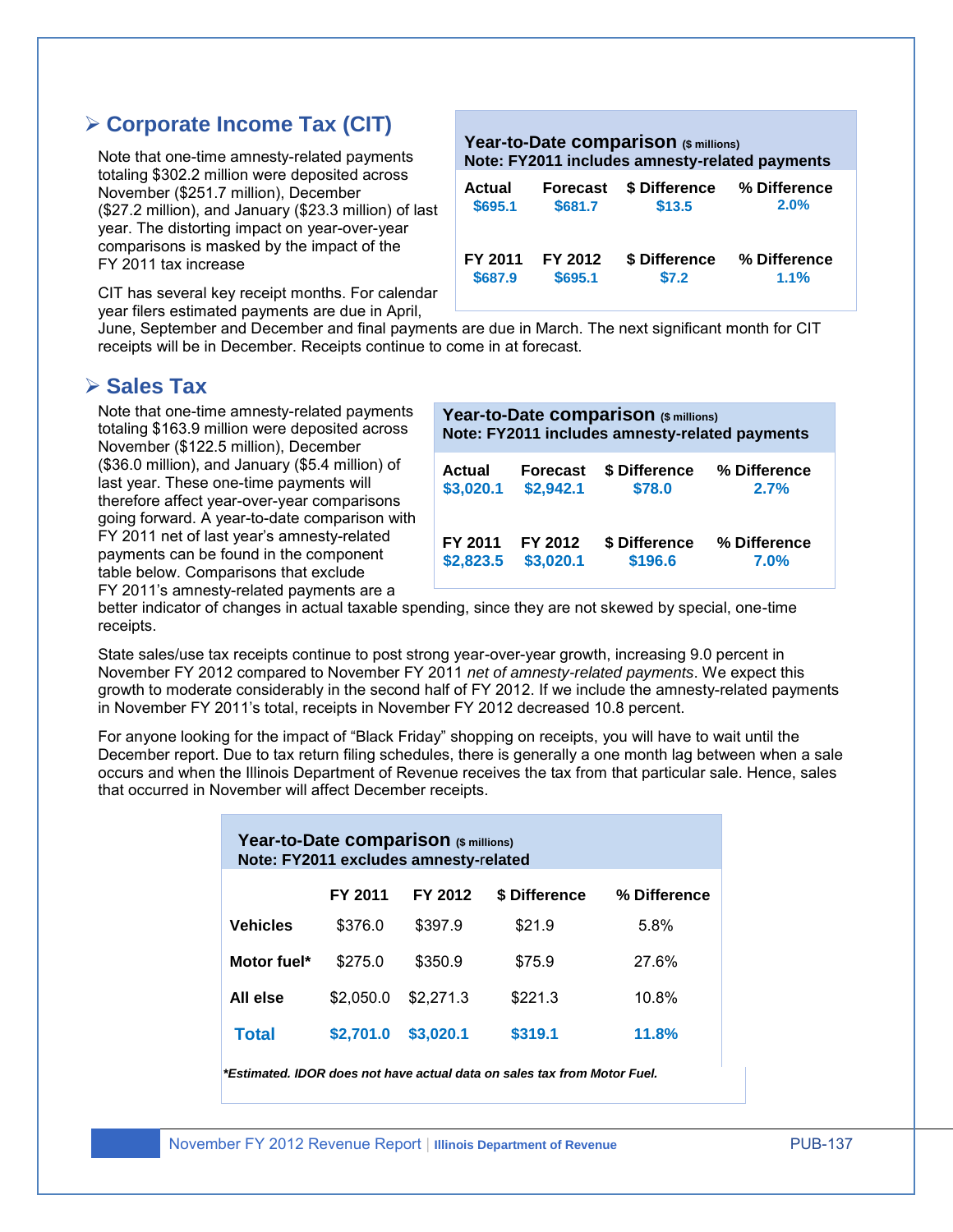## Corporate Income Tax (CIT)

Note that one-time amnesty-related payments totaling $302.2 million were deposited across November ($251.7 million), December ($27.2 million), and January ($23.3 million) of last year. The distorting impact on year-over-year comparisons is masked by the impact of the FY 2011 tax increase

**Year-to-Date comparison** ($ millions)
**Note: FY2011 includes amnesty-related payments**

| Actual | Forecast | $ Difference | % Difference |
|---|---|---|---|
| $695.1 | $681.7 | $13.5 | 2.0% |

| FY 2011 | FY 2012 | $ Difference | % Difference |
|---|---|---|---|
| $687.9 | $695.1 | $7.2 | 1.1% |

CIT has several key receipt months. For calendar year filers estimated payments are due in April, June, September and December and final payments are due in March. The next significant month for CIT receipts will be in December. Receipts continue to come in at forecast.

## Sales Tax

Note that one-time amnesty-related payments totaling $163.9 million were deposited across November ($122.5 million), December ($36.0 million), and January ($5.4 million) of last year. These one-time payments will therefore affect year-over-year comparisons going forward. A year-to-date comparison with FY 2011 net of last year's amnesty-related payments can be found in the component table below. Comparisons that exclude FY 2011's amnesty-related payments are a better indicator of changes in actual taxable spending, since they are not skewed by special, one-time receipts.

**Year-to-Date comparison** ($ millions)
**Note: FY2011 includes amnesty-related payments**

| Actual | Forecast | $ Difference | % Difference |
|---|---|---|---|
| $3,020.1 | $2,942.1 | $78.0 | 2.7% |

| FY 2011 | FY 2012 | $ Difference | % Difference |
|---|---|---|---|
| $2,823.5 | $3,020.1 | $196.6 | 7.0% |

State sales/use tax receipts continue to post strong year-over-year growth, increasing 9.0 percent in November FY 2012 compared to November FY 2011 *net of amnesty-related payments*. We expect this growth to moderate considerably in the second half of FY 2012. If we include the amnesty-related payments in November FY 2011's total, receipts in November FY 2012 decreased 10.8 percent.

For anyone looking for the impact of "Black Friday" shopping on receipts, you will have to wait until the December report. Due to tax return filing schedules, there is generally a one month lag between when a sale occurs and when the Illinois Department of Revenue receives the tax from that particular sale. Hence, sales that occurred in November will affect December receipts.

**Year-to-Date comparison** ($ millions)
**Note: FY2011 excludes amnesty-related**

| | FY 2011 | FY 2012 | $ Difference | % Difference |
|---|---|---|---|---|
| **Vehicles** | $376.0 | $397.9 | $21.9 | 5.8% |
| **Motor fuel*** | $275.0 | $350.9 | $75.9 | 27.6% |
| **All else** | $2,050.0 | $2,271.3 | $221.3 | 10.8% |
| **Total** | **$2,701.0** | **$3,020.1** | **$319.1** | **11.8%** |

***Estimated. IDOR does not have actual data on sales tax from Motor Fuel.***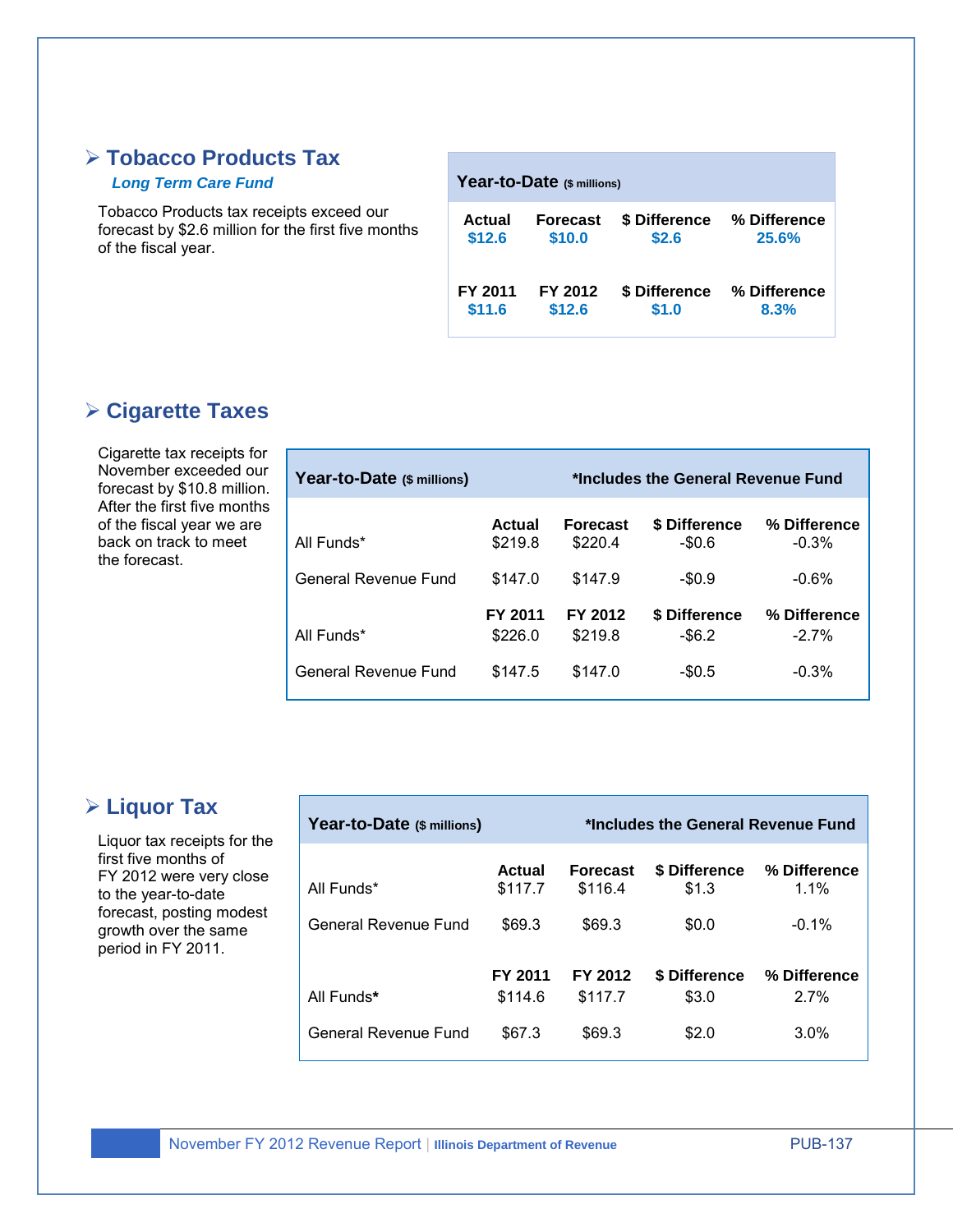## Tobacco Products Tax

*Long Term Care Fund*

Tobacco Products tax receipts exceed our forecast by $2.6 million for the first five months of the fiscal year.

| Year-to-Date ($ millions) | | | |
|---|---|---|---|
| **Actual** | **Forecast** | **$ Difference** | **% Difference** |
| $12.6 | $10.0 | $2.6 | 25.6% |
| **FY 2011** | **FY 2012** | **$ Difference** | **% Difference** |
| $11.6 | $12.6 | $1.0 | 8.3% |

## Cigarette Taxes

Cigarette tax receipts for November exceeded our forecast by $10.8 million. After the first five months of the fiscal year we are back on track to meet the forecast.

| Year-to-Date ($ millions) | *Includes the General Revenue Fund | | | |
|---|---|---|---|---|
| | **Actual** | **Forecast** | **$ Difference** | **% Difference** |
| All Funds* | $219.8 | $220.4 | -$0.6 | -0.3% |
| General Revenue Fund | $147.0 | $147.9 | -$0.9 | -0.6% |
| | **FY 2011** | **FY 2012** | **$ Difference** | **% Difference** |
| All Funds* | $226.0 | $219.8 | -$6.2 | -2.7% |
| General Revenue Fund | $147.5 | $147.0 | -$0.5 | -0.3% |

## Liquor Tax

Liquor tax receipts for the first five months of FY 2012 were very close to the year-to-date forecast, posting modest growth over the same period in FY 2011.

| Year-to-Date ($ millions) | *Includes the General Revenue Fund | | | |
|---|---|---|---|---|
| | **Actual** | **Forecast** | **$ Difference** | **% Difference** |
| All Funds* | $117.7 | $116.4 | $1.3 | 1.1% |
| General Revenue Fund | $69.3 | $69.3 | $0.0 | -0.1% |
| | **FY 2011** | **FY 2012** | **$ Difference** | **% Difference** |
| All Funds* | $114.6 | $117.7 | $3.0 | 2.7% |
| General Revenue Fund | $67.3 | $69.3 | $2.0 | 3.0% |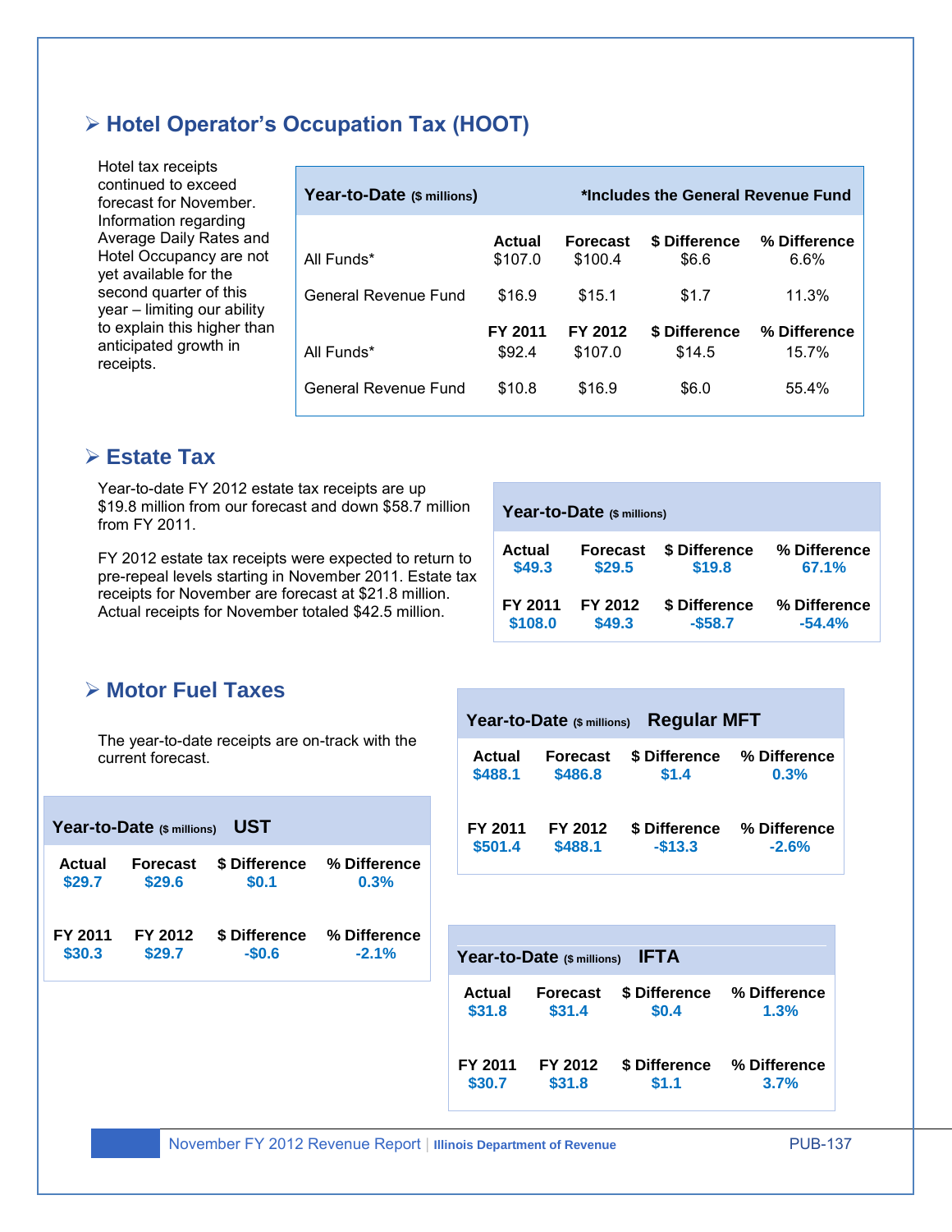## Hotel Operator's Occupation Tax (HOOT)

Hotel tax receipts continued to exceed forecast for November. Information regarding Average Daily Rates and Hotel Occupancy are not yet available for the second quarter of this year – limiting our ability to explain this higher than anticipated growth in receipts.

| Year-to-Date ($ millions) | | | | *Includes the General Revenue Fund |
|---|---|---|---|---|
| | **Actual** | **Forecast** | **$ Difference** | **% Difference** |
| All Funds* | $107.0 | $100.4 | $6.6 | 6.6% |
| General Revenue Fund | $16.9 | $15.1 | $1.7 | 11.3% |
| | **FY 2011** | **FY 2012** | **$ Difference** | **% Difference** |
| All Funds* | $92.4 | $107.0 | $14.5 | 15.7% |
| General Revenue Fund | $10.8 | $16.9 | $6.0 | 55.4% |

## Estate Tax

Year-to-date FY 2012 estate tax receipts are up $19.8 million from our forecast and down $58.7 million from FY 2011.

FY 2012 estate tax receipts were expected to return to pre-repeal levels starting in November 2011. Estate tax receipts for November are forecast at $21.8 million. Actual receipts for November totaled $42.5 million.

**Year-to-Date ($ millions)**

| Actual | Forecast | $ Difference | % Difference |
|---|---|---|---|
| $49.3 | $29.5 | $19.8 | 67.1% |
| **FY 2011** | **FY 2012** | **$ Difference** | **% Difference** |
| $108.0 | $49.3 | -$58.7 | -54.4% |

## Motor Fuel Taxes

The year-to-date receipts are on-track with the current forecast.

**Year-to-Date ($ millions) Regular MFT**

| Actual | Forecast | $ Difference | % Difference |
|---|---|---|---|
| $488.1 | $486.8 | $1.4 | 0.3% |
| **FY 2011** | **FY 2012** | **$ Difference** | **% Difference** |
| $501.4 | $488.1 | -$13.3 | -2.6% |

**Year-to-Date ($ millions) UST**

| Actual | Forecast | $ Difference | % Difference |
|---|---|---|---|
| $29.7 | $29.6 | $0.1 | 0.3% |
| **FY 2011** | **FY 2012** | **$ Difference** | **% Difference** |
| $30.3 | $29.7 | -$0.6 | -2.1% |

**Year-to-Date ($ millions) IFTA**

| Actual | Forecast | $ Difference | % Difference |
|---|---|---|---|
| $31.8 | $31.4 | $0.4 | 1.3% |
| **FY 2011** | **FY 2012** | **$ Difference** | **% Difference** |
| $30.7 | $31.8 | $1.1 | 3.7% |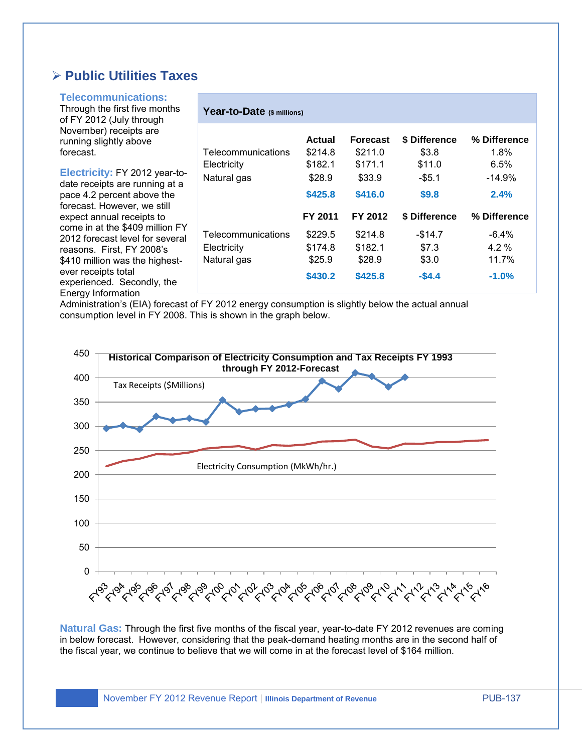## ➢ Public Utilities Taxes

**Telecommunications:** Through the first five months of FY 2012 (July through November) receipts are running slightly above forecast.

| Year-to-Date ($ millions) | | | | |
|---|---|---|---|---|
| | **Actual** | **Forecast** | **$ Difference** | **% Difference** |
| Telecommunications | $214.8 | $211.0 | $3.8 | 1.8% |
| Electricity | $182.1 | $171.1 | $11.0 | 6.5% |
| Natural gas | $28.9 | $33.9 | -$5.1 | -14.9% |
| | **$425.8** | **$416.0** | **$9.8** | **2.4%** |
| | **FY 2011** | **FY 2012** | **$ Difference** | **% Difference** |
| Telecommunications | $229.5 | $214.8 | -$14.7 | -6.4% |
| Electricity | $174.8 | $182.1 | $7.3 | 4.2 % |
| Natural gas | $25.9 | $28.9 | $3.0 | 11.7% |
| | **$430.2** | **$425.8** | **-$4.4** | **-1.0%** |

**Electricity:** FY 2012 year-to-date receipts are running at a pace 4.2 percent above the forecast. However, we still expect annual receipts to come in at the $409 million FY 2012 forecast level for several reasons. First, FY 2008's $410 million was the highest-ever receipts total experienced. Secondly, the Energy Information Administration's (EIA) forecast of FY 2012 energy consumption is slightly below the actual annual consumption level in FY 2008. This is shown in the graph below.

**Historical Comparison of Electricity Consumption and Tax Receipts FY 1993 through FY 2012-Forecast**

**Natural Gas:** Through the first five months of the fiscal year, year-to-date FY 2012 revenues are coming in below forecast. However, considering that the peak-demand heating months are in the second half of the fiscal year, we continue to believe that we will come in at the forecast level of $164 million.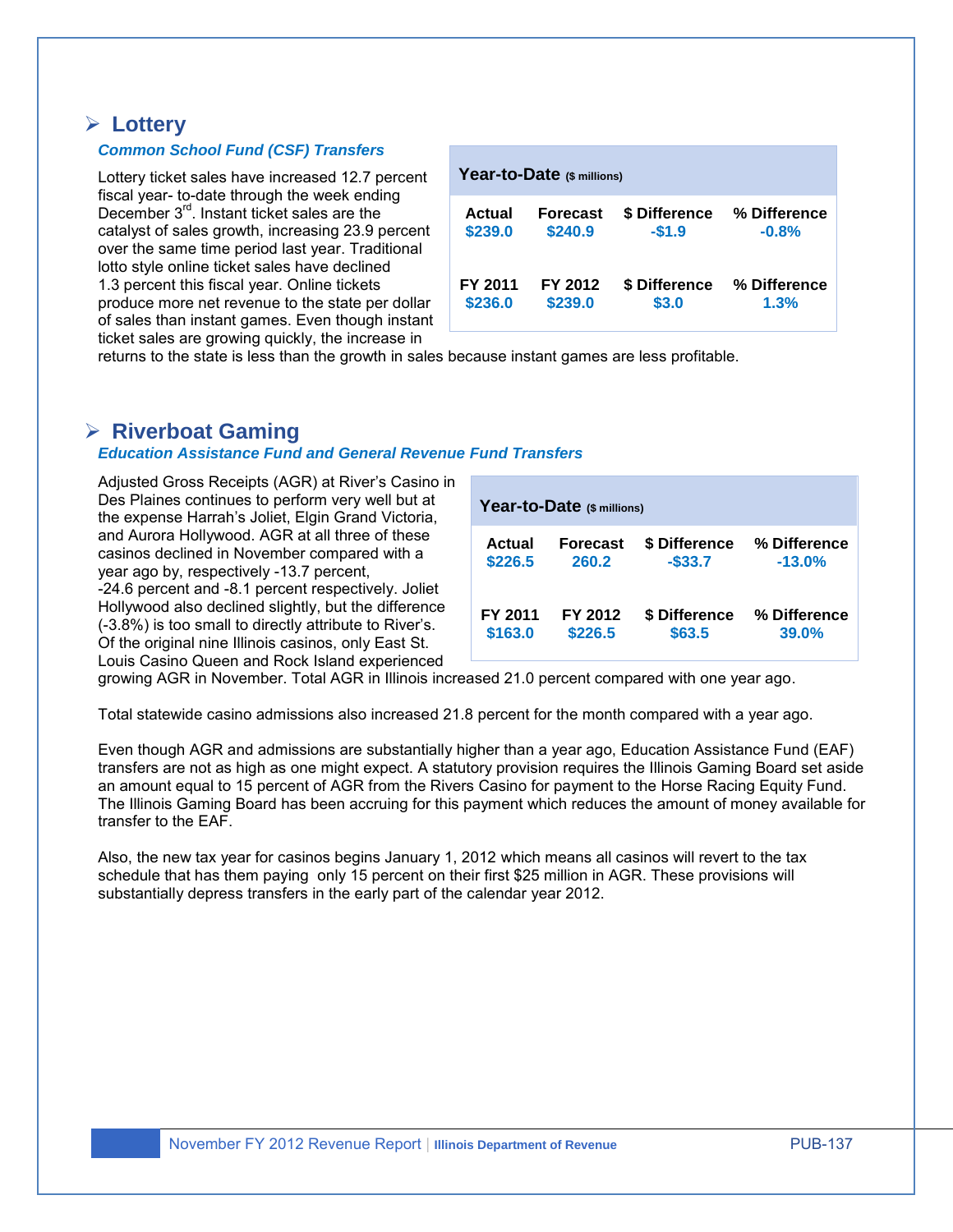## Lottery

### *Common School Fund (CSF) Transfers*

Lottery ticket sales have increased 12.7 percent fiscal year- to-date through the week ending December 3rd. Instant ticket sales are the catalyst of sales growth, increasing 23.9 percent over the same time period last year. Traditional lotto style online ticket sales have declined 1.3 percent this fiscal year. Online tickets produce more net revenue to the state per dollar of sales than instant games. Even though instant ticket sales are growing quickly, the increase in returns to the state is less than the growth in sales because instant games are less profitable.

**Year-to-Date** ($ millions)

| Actual | Forecast | $ Difference | % Difference |
|---|---|---|---|
| $239.0 | $240.9 | -$1.9 | -0.8% |
| **FY 2011** | **FY 2012** | **$ Difference** | **% Difference** |
| $236.0 | $239.0 | $3.0 | 1.3% |

## Riverboat Gaming

### *Education Assistance Fund and General Revenue Fund Transfers*

Adjusted Gross Receipts (AGR) at River's Casino in Des Plaines continues to perform very well but at the expense Harrah's Joliet, Elgin Grand Victoria, and Aurora Hollywood. AGR at all three of these casinos declined in November compared with a year ago by, respectively -13.7 percent, -24.6 percent and -8.1 percent respectively. Joliet Hollywood also declined slightly, but the difference (-3.8%) is too small to directly attribute to River's. Of the original nine Illinois casinos, only East St. Louis Casino Queen and Rock Island experienced growing AGR in November. Total AGR in Illinois increased 21.0 percent compared with one year ago.

**Year-to-Date** ($ millions)

| Actual | Forecast | $ Difference | % Difference |
|---|---|---|---|
| $226.5 | 260.2 | -$33.7 | -13.0% |
| **FY 2011** | **FY 2012** | **$ Difference** | **% Difference** |
| $163.0 | $226.5 | $63.5 | 39.0% |

Total statewide casino admissions also increased 21.8 percent for the month compared with a year ago.

Even though AGR and admissions are substantially higher than a year ago, Education Assistance Fund (EAF) transfers are not as high as one might expect. A statutory provision requires the Illinois Gaming Board set aside an amount equal to 15 percent of AGR from the Rivers Casino for payment to the Horse Racing Equity Fund. The Illinois Gaming Board has been accruing for this payment which reduces the amount of money available for transfer to the EAF.

Also, the new tax year for casinos begins January 1, 2012 which means all casinos will revert to the tax schedule that has them paying only 15 percent on their first $25 million in AGR. These provisions will substantially depress transfers in the early part of the calendar year 2012.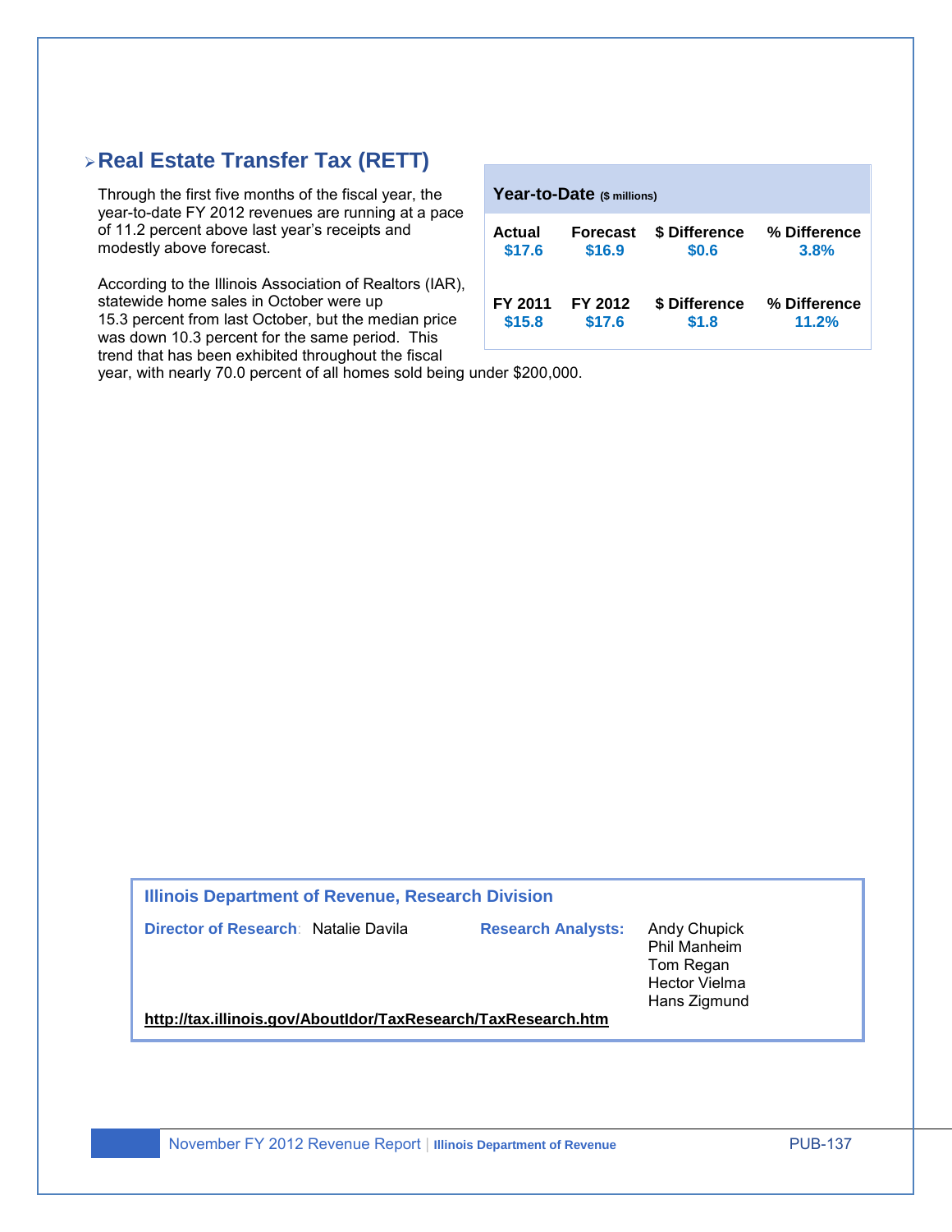## Real Estate Transfer Tax (RETT)

Through the first five months of the fiscal year, the year-to-date FY 2012 revenues are running at a pace of 11.2 percent above last year's receipts and modestly above forecast.

According to the Illinois Association of Realtors (IAR), statewide home sales in October were up 15.3 percent from last October, but the median price was down 10.3 percent for the same period. This trend that has been exhibited throughout the fiscal year, with nearly 70.0 percent of all homes sold being under $200,000.

**Year-to-Date** ($ millions)

| Actual | Forecast | $ Difference | % Difference |
|---|---|---|---|
| $17.6 | $16.9 | $0.6 | 3.8% |

| FY 2011 | FY 2012 | $ Difference | % Difference |
|---|---|---|---|
| $15.8 | $17.6 | $1.8 | 11.2% |

**Illinois Department of Revenue, Research Division**

**Director of Research:** Natalie Davila

**Research Analysts:**
Andy Chupick
Phil Manheim
Tom Regan
Hector Vielma
Hans Zigmund

http://tax.illinois.gov/AboutIdor/TaxResearch/TaxResearch.htm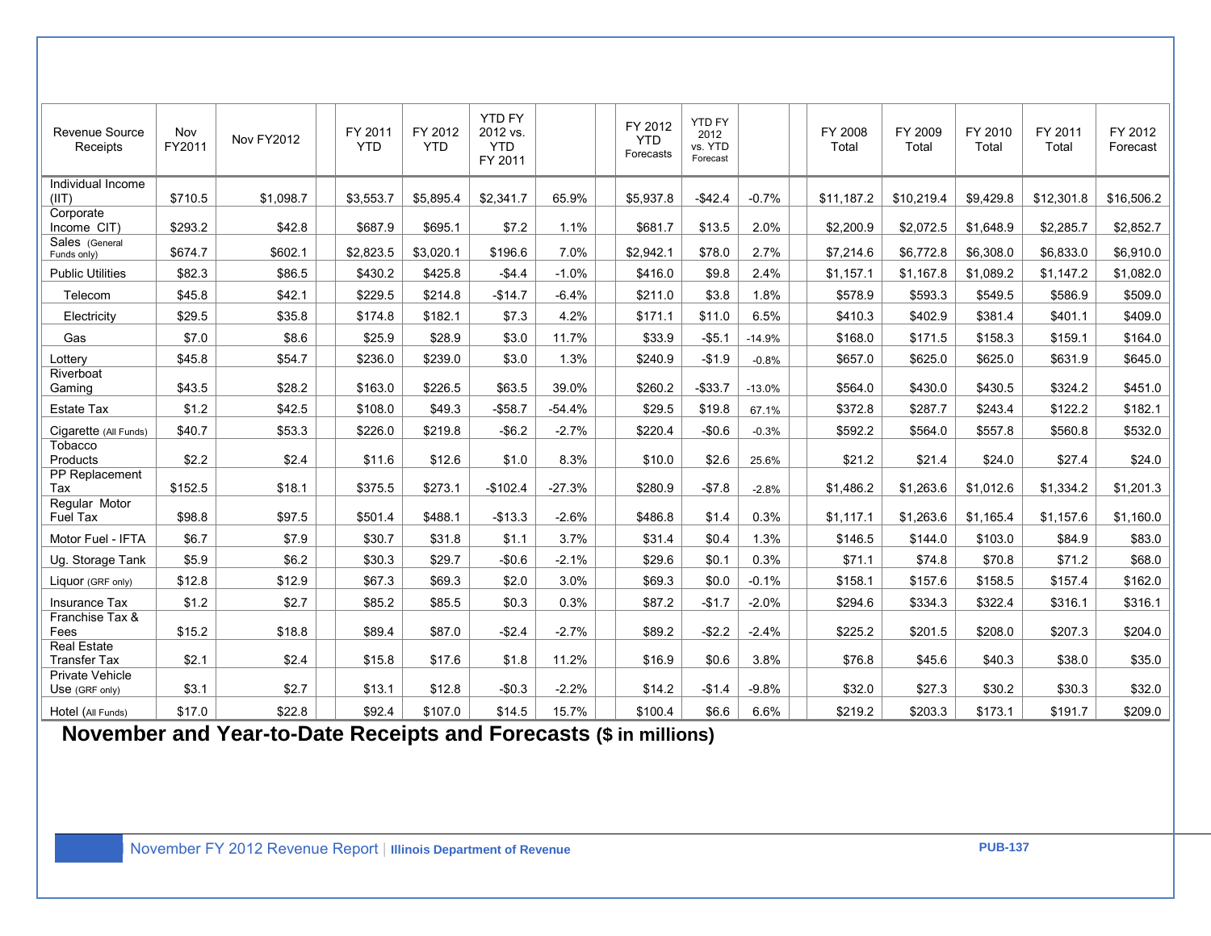| Revenue Source Receipts | Nov FY2011 | Nov FY2012 | FY 2011 YTD | FY 2012 YTD | YTD FY 2012 vs. YTD FY 2011 | | FY 2012 YTD Forecasts | YTD FY 2012 vs. YTD Forecast | | FY 2008 Total | FY 2009 Total | FY 2010 Total | FY 2011 Total | FY 2012 Forecast |
|---|---|---|---|---|---|---|---|---|---|---|---|---|---|---|
| Individual Income (IIT) | $710.5 | $1,098.7 | $3,553.7 | $5,895.4 | $2,341.7 | 65.9% | $5,937.8 | -$42.4 | -0.7% | $11,187.2 | $10,219.4 | $9,429.8 | $12,301.8 | $16,506.2 |
| Corporate Income CIT) | $293.2 | $42.8 | $687.9 | $695.1 | $7.2 | 1.1% | $681.7 | $13.5 | 2.0% | $2,200.9 | $2,072.5 | $1,648.9 | $2,285.7 | $2,852.7 |
| Sales (General Funds only) | $674.7 | $602.1 | $2,823.5 | $3,020.1 | $196.6 | 7.0% | $2,942.1 | $78.0 | 2.7% | $7,214.6 | $6,772.8 | $6,308.0 | $6,833.0 | $6,910.0 |
| Public Utilities | $82.3 | $86.5 | $430.2 | $425.8 | -$4.4 | -1.0% | $416.0 | $9.8 | 2.4% | $1,157.1 | $1,167.8 | $1,089.2 | $1,147.2 | $1,082.0 |
| Telecom | $45.8 | $42.1 | $229.5 | $214.8 | -$14.7 | -6.4% | $211.0 | $3.8 | 1.8% | $578.9 | $593.3 | $549.5 | $586.9 | $509.0 |
| Electricity | $29.5 | $35.8 | $174.8 | $182.1 | $7.3 | 4.2% | $171.1 | $11.0 | 6.5% | $410.3 | $402.9 | $381.4 | $401.1 | $409.0 |
| Gas | $7.0 | $8.6 | $25.9 | $28.9 | $3.0 | 11.7% | $33.9 | -$5.1 | -14.9% | $168.0 | $171.5 | $158.3 | $159.1 | $164.0 |
| Lottery | $45.8 | $54.7 | $236.0 | $239.0 | $3.0 | 1.3% | $240.9 | -$1.9 | -0.8% | $657.0 | $625.0 | $625.0 | $631.9 | $645.0 |
| Riverboat Gaming | $43.5 | $28.2 | $163.0 | $226.5 | $63.5 | 39.0% | $260.2 | -$33.7 | -13.0% | $564.0 | $430.0 | $430.5 | $324.2 | $451.0 |
| Estate Tax | $1.2 | $42.5 | $108.0 | $49.3 | -$58.7 | -54.4% | $29.5 | $19.8 | 67.1% | $372.8 | $287.7 | $243.4 | $122.2 | $182.1 |
| Cigarette (All Funds) | $40.7 | $53.3 | $226.0 | $219.8 | -$6.2 | -2.7% | $220.4 | -$0.6 | -0.3% | $592.2 | $564.0 | $557.8 | $560.8 | $532.0 |
| Tobacco Products | $2.2 | $2.4 | $11.6 | $12.6 | $1.0 | 8.3% | $10.0 | $2.6 | 25.6% | $21.2 | $21.4 | $24.0 | $27.4 | $24.0 |
| PP Replacement Tax | $152.5 | $18.1 | $375.5 | $273.1 | -$102.4 | -27.3% | $280.9 | -$7.8 | -2.8% | $1,486.2 | $1,263.6 | $1,012.6 | $1,334.2 | $1,201.3 |
| Regular Motor Fuel Tax | $98.8 | $97.5 | $501.4 | $488.1 | -$13.3 | -2.6% | $486.8 | $1.4 | 0.3% | $1,117.1 | $1,263.6 | $1,165.4 | $1,157.6 | $1,160.0 |
| Motor Fuel - IFTA | $6.7 | $7.9 | $30.7 | $31.8 | $1.1 | 3.7% | $31.4 | $0.4 | 1.3% | $146.5 | $144.0 | $103.0 | $84.9 | $83.0 |
| Ug. Storage Tank | $5.9 | $6.2 | $30.3 | $29.7 | -$0.6 | -2.1% | $29.6 | $0.1 | 0.3% | $71.1 | $74.8 | $70.8 | $71.2 | $68.0 |
| Liquor (GRF only) | $12.8 | $12.9 | $67.3 | $69.3 | $2.0 | 3.0% | $69.3 | $0.0 | -0.1% | $158.1 | $157.6 | $158.5 | $157.4 | $162.0 |
| Insurance Tax | $1.2 | $2.7 | $85.2 | $85.5 | $0.3 | 0.3% | $87.2 | -$1.7 | -2.0% | $294.6 | $334.3 | $322.4 | $316.1 | $316.1 |
| Franchise Tax & Fees | $15.2 | $18.8 | $89.4 | $87.0 | -$2.4 | -2.7% | $89.2 | -$2.2 | -2.4% | $225.2 | $201.5 | $208.0 | $207.3 | $204.0 |
| Real Estate Transfer Tax | $2.1 | $2.4 | $15.8 | $17.6 | $1.8 | 11.2% | $16.9 | $0.6 | 3.8% | $76.8 | $45.6 | $40.3 | $38.0 | $35.0 |
| Private Vehicle Use (GRF only) | $3.1 | $2.7 | $13.1 | $12.8 | -$0.3 | -2.2% | $14.2 | -$1.4 | -9.8% | $32.0 | $27.3 | $30.2 | $30.3 | $32.0 |
| Hotel (All Funds) | $17.0 | $22.8 | $92.4 | $107.0 | $14.5 | 15.7% | $100.4 | $6.6 | 6.6% | $219.2 | $203.3 | $173.1 | $191.7 | $209.0 |

**November and Year-to-Date Receipts and Forecasts ($ in millions)**